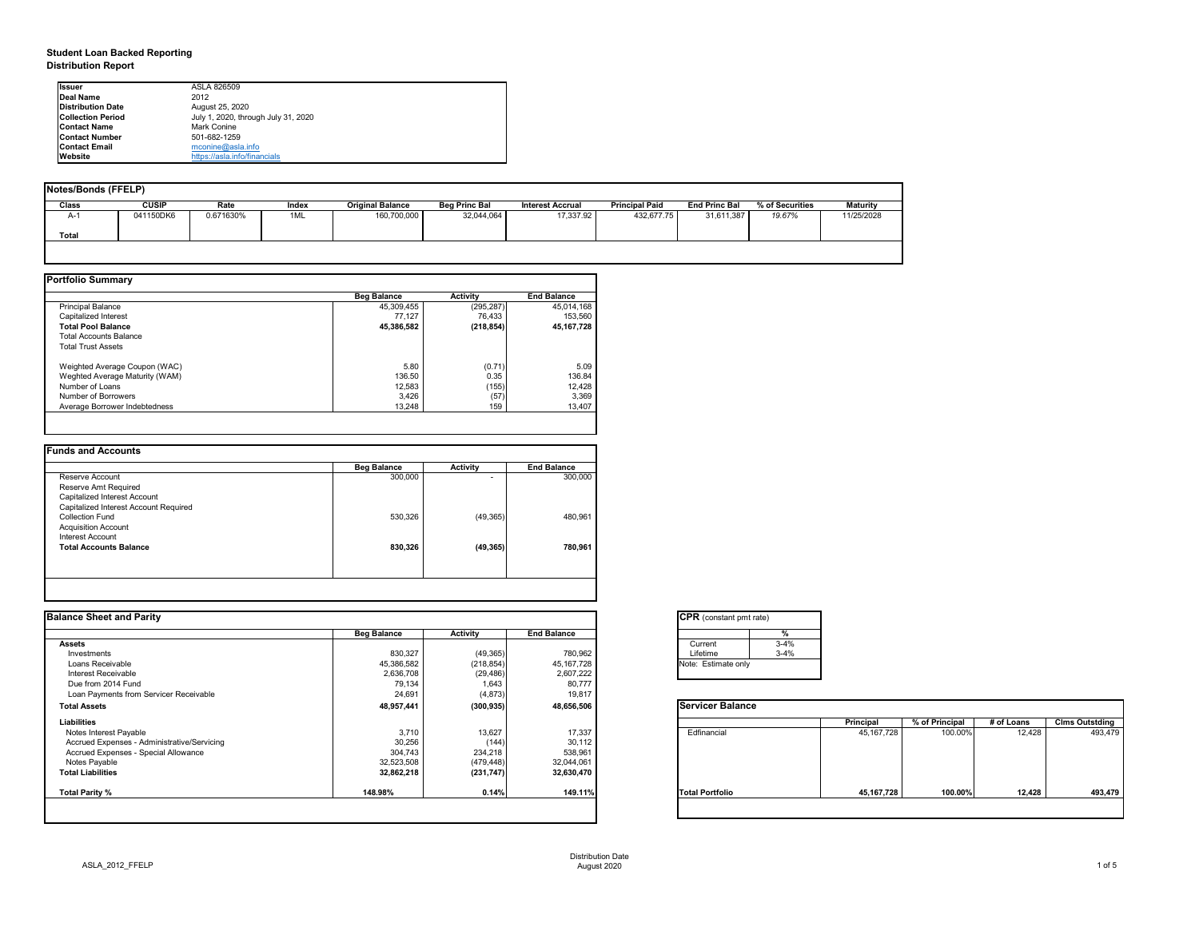# Student Loan Backed Reporting
## Distribution Report

| | |
|---|---|
| **Issuer** | ASLA 826509 |
| **Deal Name** | 2012 |
| **Distribution Date** | August 25, 2020 |
| **Collection Period** | July 1, 2020, through July 31, 2020 |
| **Contact Name** | Mark Conine |
| **Contact Number** | 501-682-1259 |
| **Contact Email** | mconine@asla.info |
| **Website** | https://asla.info/financials |

### Notes/Bonds (FFELP)

| Class | CUSIP | Rate | Index | Original Balance | Beg Princ Bal | Interest Accrual | Principal Paid | End Princ Bal | % of Securities | Maturity |
|---|---|---|---|---|---|---|---|---|---|---|
| A-1 | 041150DK6 | 0.671630% | 1ML | 160,700,000 | 32,044,064 | 17,337.92 | 432,677.75 | 31,611,387 | *19.67%* | 11/25/2028 |
| **Total** | | | | | | | | | | |

### Portfolio Summary

| | Beg Balance | Activity | End Balance |
|---|---|---|---|
| Principal Balance | 45,309,455 | (295,287) | 45,014,168 |
| Capitalized Interest | 77,127 | 76,433 | 153,560 |
| **Total Pool Balance** | **45,386,582** | **(218,854)** | **45,167,728** |
| Total Accounts Balance | | | |
| Total Trust Assets | | | |
| | | | |
| Weghted Average Coupon (WAC) | 5.80 | (0.71) | 5.09 |
| Weghted Average Maturity (WAM) | 136.50 | 0.35 | 136.84 |
| Number of Loans | 12,583 | (155) | 12,428 |
| Number of Borrowers | 3,426 | (57) | 3,369 |
| Average Borrower Indebtedness | 13,248 | 159 | 13,407 |

### Funds and Accounts

| | Beg Balance | Activity | End Balance |
|---|---|---|---|
| Reserve Account | 300,000 | - | 300,000 |
| Reserve Amt Required | | | |
| Capitalized Interest Account | | | |
| Capitalized Interest Account Required | | | |
| Collection Fund | 530,326 | (49,365) | 480,961 |
| Acquisition Account | | | |
| Interest Account | | | |
| **Total Accounts Balance** | **830,326** | **(49,365)** | **780,961** |

### Balance Sheet and Parity

| | Beg Balance | Activity | End Balance |
|---|---|---|---|
| **Assets** | | | |
| Investments | 830,327 | (49,365) | 780,962 |
| Loans Receivable | 45,386,582 | (218,854) | 45,167,728 |
| Interest Receivable | 2,636,708 | (29,486) | 2,607,222 |
| Due from 2014 Fund | 79,134 | 1,643 | 80,777 |
| Loan Payments from Servicer Receivable | 24,691 | (4,873) | 19,817 |
| **Total Assets** | **48,957,441** | **(300,935)** | **48,656,506** |
| **Liabilities** | | | |
| Notes Interest Payable | 3,710 | 13,627 | 17,337 |
| Accrued Expenses - Administrative/Servicing | 30,256 | (144) | 30,112 |
| Accrued Expenses - Special Allowance | 304,743 | 234,218 | 538,961 |
| Notes Payable | 32,523,508 | (479,448) | 32,044,061 |
| **Total Liabilities** | **32,862,218** | **(231,747)** | **32,630,470** |
| | | | |
| **Total Parity %** | **148.98%** | **0.14%** | **149.11%** |

### CPR (constant pmt rate)

| | % |
|---|---|
| Current | 3-4% |
| Lifetime | 3-4% |

Note: Estimate only

### Servicer Balance

| | Principal | % of Principal | # of Loans | Clms Outstding |
|---|---|---|---|---|
| Edfinancial | 45,167,728 | 100.00% | 12,428 | 493,479 |
| **Total Portfolio** | **45,167,728** | **100.00%** | **12,428** | **493,479** |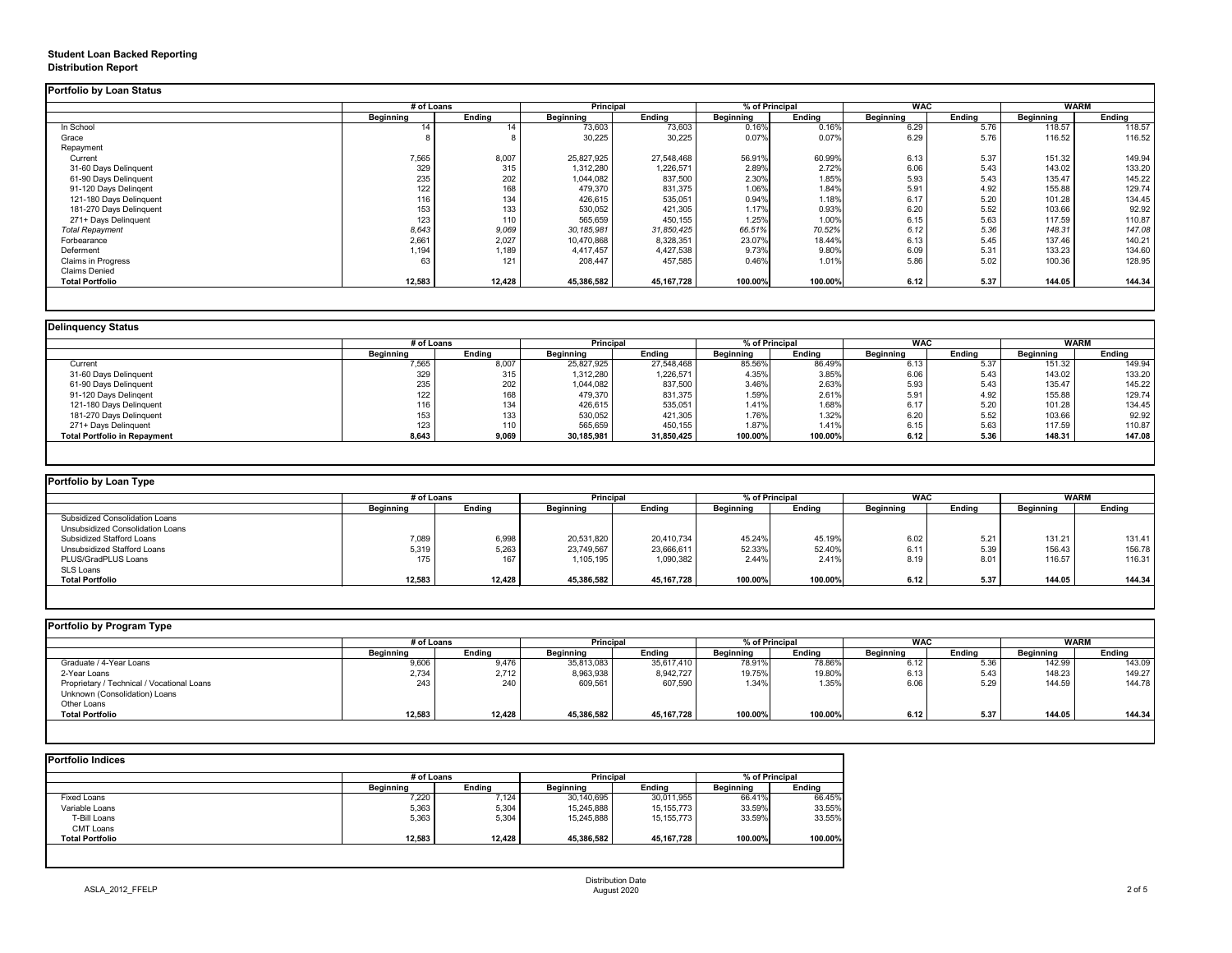## Student Loan Backed Reporting
### Distribution Report

### Portfolio by Loan Status

| | # of Loans | | Principal | | % of Principal | | WAC | | WARM | |
|---|---|---|---|---|---|---|---|---|---|---|
| | Beginning | Ending | Beginning | Ending | Beginning | Ending | Beginning | Ending | Beginning | Ending |
| In School | 14 | 14 | 73,603 | 73,603 | 0.16% | 0.16% | 6.29 | 5.76 | 118.57 | 118.57 |
| Grace | 8 | 8 | 30,225 | 30,225 | 0.07% | 0.07% | 6.29 | 5.76 | 116.52 | 116.52 |
| Repayment | | | | | | | | | | |
| Current | 7,565 | 8,007 | 25,827,925 | 27,548,468 | 56.91% | 60.99% | 6.13 | 5.37 | 151.32 | 149.94 |
| 31-60 Days Delinquent | 329 | 315 | 1,312,280 | 1,226,571 | 2.89% | 2.72% | 6.06 | 5.43 | 143.02 | 133.20 |
| 61-90 Days Delinquent | 235 | 202 | 1,044,082 | 837,500 | 2.30% | 1.85% | 5.93 | 5.43 | 135.47 | 145.22 |
| 91-120 Days Delingent | 122 | 168 | 479,370 | 831,375 | 1.06% | 1.84% | 5.91 | 4.92 | 155.88 | 129.74 |
| 121-180 Days Delinquent | 116 | 134 | 426,615 | 535,051 | 0.94% | 1.18% | 6.17 | 5.20 | 101.28 | 134.45 |
| 181-270 Days Delinquent | 153 | 133 | 530,052 | 421,305 | 1.17% | 0.93% | 6.20 | 5.52 | 103.66 | 92.92 |
| 271+ Days Delinquent | 123 | 110 | 565,659 | 450,155 | 1.25% | 1.00% | 6.15 | 5.63 | 117.59 | 110.87 |
| *Total Repayment* | *8,643* | *9,069* | *30,185,981* | *31,850,425* | *66.51%* | *70.52%* | *6.12* | *5.36* | *148.31* | *147.08* |
| Forbearance | 2,661 | 2,027 | 10,470,868 | 8,328,351 | 23.07% | 18.44% | 6.13 | 5.45 | 137.46 | 140.21 |
| Deferment | 1,194 | 1,189 | 4,417,457 | 4,427,538 | 9.73% | 9.80% | 6.09 | 5.31 | 133.23 | 134.60 |
| Claims in Progress | 63 | 121 | 208,447 | 457,585 | 0.46% | 1.01% | 5.86 | 5.02 | 100.36 | 128.95 |
| Claims Denied | | | | | | | | | | |
| **Total Portfolio** | **12,583** | **12,428** | **45,386,582** | **45,167,728** | **100.00%** | **100.00%** | **6.12** | **5.37** | **144.05** | **144.34** |

### Delinquency Status

| | # of Loans | | Principal | | % of Principal | | WAC | | WARM | |
|---|---|---|---|---|---|---|---|---|---|---|
| | Beginning | Ending | Beginning | Ending | Beginning | Ending | Beginning | Ending | Beginning | Ending |
| Current | 7,565 | 8,007 | 25,827,925 | 27,548,468 | 85.56% | 86.49% | 6.13 | 5.37 | 151.32 | 149.94 |
| 31-60 Days Delinquent | 329 | 315 | 1,312,280 | 1,226,571 | 4.35% | 3.85% | 6.06 | 5.43 | 143.02 | 133.20 |
| 61-90 Days Delinquent | 235 | 202 | 1,044,082 | 837,500 | 3.46% | 2.63% | 5.93 | 5.43 | 135.47 | 145.22 |
| 91-120 Days Delingent | 122 | 168 | 479,370 | 831,375 | 1.59% | 2.61% | 5.91 | 4.92 | 155.88 | 129.74 |
| 121-180 Days Delinquent | 116 | 134 | 426,615 | 535,051 | 1.41% | 1.68% | 6.17 | 5.20 | 101.28 | 134.45 |
| 181-270 Days Delinquent | 153 | 133 | 530,052 | 421,305 | 1.76% | 1.32% | 6.20 | 5.52 | 103.66 | 92.92 |
| 271+ Days Delinquent | 123 | 110 | 565,659 | 450,155 | 1.87% | 1.41% | 6.15 | 5.63 | 117.59 | 110.87 |
| **Total Portfolio in Repayment** | **8,643** | **9,069** | **30,185,981** | **31,850,425** | **100.00%** | **100.00%** | **6.12** | **5.36** | **148.31** | **147.08** |

### Portfolio by Loan Type

| | # of Loans | | Principal | | % of Principal | | WAC | | WARM | |
|---|---|---|---|---|---|---|---|---|---|---|
| | Beginning | Ending | Beginning | Ending | Beginning | Ending | Beginning | Ending | Beginning | Ending |
| Subsidized Consolidation Loans | | | | | | | | | | |
| Unsubsidized Consolidation Loans | | | | | | | | | | |
| Subsidized Stafford Loans | 7,089 | 6,998 | 20,531,820 | 20,410,734 | 45.24% | 45.19% | 6.02 | 5.21 | 131.21 | 131.41 |
| Unsubsidized Stafford Loans | 5,319 | 5,263 | 23,749,567 | 23,666,611 | 52.33% | 52.40% | 6.11 | 5.39 | 156.43 | 156.78 |
| PLUS/GradPLUS Loans | 175 | 167 | 1,105,195 | 1,090,382 | 2.44% | 2.41% | 8.19 | 8.01 | 116.57 | 116.31 |
| SLS Loans | | | | | | | | | | |
| **Total Portfolio** | **12,583** | **12,428** | **45,386,582** | **45,167,728** | **100.00%** | **100.00%** | **6.12** | **5.37** | **144.05** | **144.34** |

### Portfolio by Program Type

| | # of Loans | | Principal | | % of Principal | | WAC | | WARM | |
|---|---|---|---|---|---|---|---|---|---|---|
| | Beginning | Ending | Beginning | Ending | Beginning | Ending | Beginning | Ending | Beginning | Ending |
| Graduate / 4-Year Loans | 9,606 | 9,476 | 35,813,083 | 35,617,410 | 78.91% | 78.86% | 6.12 | 5.36 | 142.99 | 143.09 |
| 2-Year Loans | 2,734 | 2,712 | 8,963,938 | 8,942,727 | 19.75% | 19.80% | 6.13 | 5.43 | 148.23 | 149.27 |
| Proprietary / Technical / Vocational Loans | 243 | 240 | 609,561 | 607,590 | 1.34% | 1.35% | 6.06 | 5.29 | 144.59 | 144.78 |
| Unknown (Consolidation) Loans | | | | | | | | | | |
| Other Loans | | | | | | | | | | |
| **Total Portfolio** | **12,583** | **12,428** | **45,386,582** | **45,167,728** | **100.00%** | **100.00%** | **6.12** | **5.37** | **144.05** | **144.34** |

### Portfolio Indices

| | # of Loans | | Principal | | % of Principal | |
|---|---|---|---|---|---|---|
| | Beginning | Ending | Beginning | Ending | Beginning | Ending |
| Fixed Loans | 7,220 | 7,124 | 30,140,695 | 30,011,955 | 66.41% | 66.45% |
| Variable Loans | 5,363 | 5,304 | 15,245,888 | 15,155,773 | 33.59% | 33.55% |
| T-Bill Loans | 5,363 | 5,304 | 15,245,888 | 15,155,773 | 33.59% | 33.55% |
| CMT Loans | | | | | | |
| **Total Portfolio** | **12,583** | **12,428** | **45,386,582** | **45,167,728** | **100.00%** | **100.00%** |

ASLA_2012_FFELP

Distribution Date
August 2020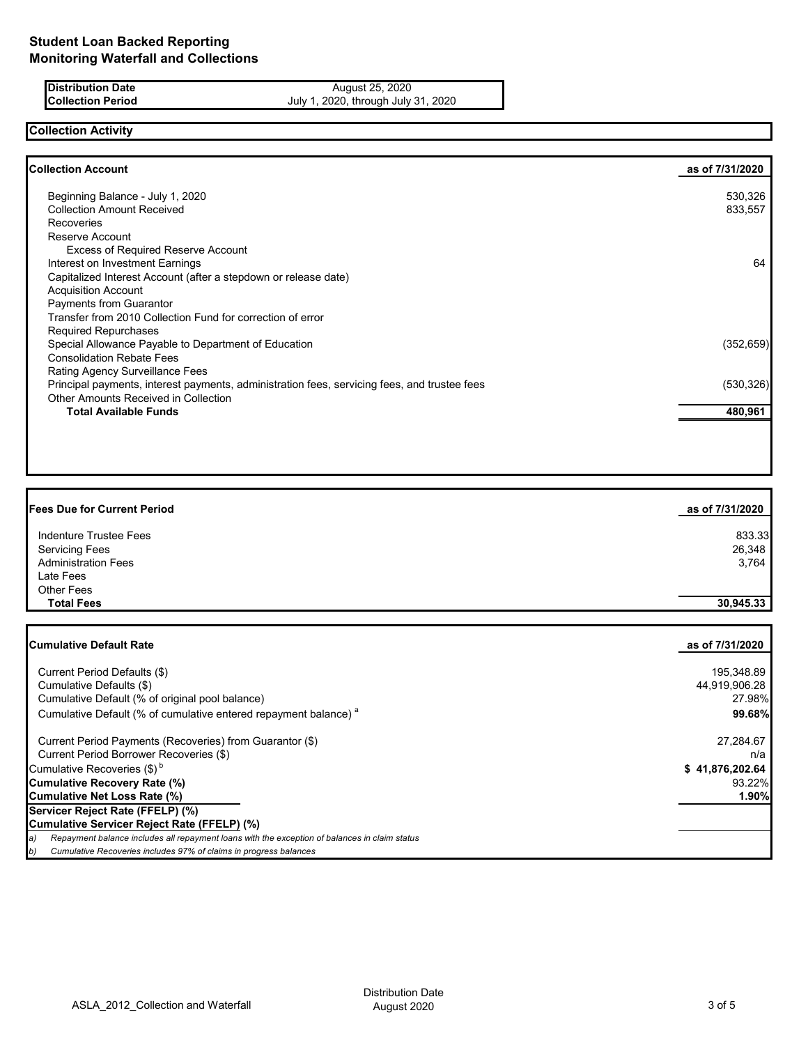# Student Loan Backed Reporting
# Monitoring Waterfall and Collections

| | |
|---|---|
| **Distribution Date** | August 25, 2020 |
| **Collection Period** | July 1, 2020, through July 31, 2020 |

## Collection Activity

| **Collection Account** | **as of 7/31/2020** |
|---|---|
| Beginning Balance - July 1, 2020 | 530,326 |
| Collection Amount Received | 833,557 |
| Recoveries | |
| Reserve Account | |
| Excess of Required Reserve Account | |
| Interest on Investment Earnings | 64 |
| Capitalized Interest Account (after a stepdown or release date) | |
| Acquisition Account | |
| Payments from Guarantor | |
| Transfer from 2010 Collection Fund for correction of error | |
| Required Repurchases | |
| Special Allowance Payable to Department of Education | (352,659) |
| Consolidation Rebate Fees | |
| Rating Agency Surveillance Fees | |
| Principal payments, interest payments, administration fees, servicing fees, and trustee fees | (530,326) |
| Other Amounts Received in Collection | |
| **Total Available Funds** | **480,961** |

| **Fees Due for Current Period** | **as of 7/31/2020** |
|---|---|
| Indenture Trustee Fees | 833.33 |
| Servicing Fees | 26,348 |
| Administration Fees | 3,764 |
| Late Fees | |
| Other Fees | |
| **Total Fees** | **30,945.33** |

| **Cumulative Default Rate** | **as of 7/31/2020** |
|---|---|
| Current Period Defaults ($) | 195,348.89 |
| Cumulative Defaults ($) | 44,919,906.28 |
| Cumulative Default (% of original pool balance) | 27.98% |
| Cumulative Default (% of cumulative entered repayment balance) [a] | **99.68%** |
| Current Period Payments (Recoveries) from Guarantor ($) | 27,284.67 |
| Current Period Borrower Recoveries ($) | n/a |
| Cumulative Recoveries ($) [b] | **$ 41,876,202.64** |
| **Cumulative Recovery Rate (%)** | 93.22% |
| **Cumulative Net Loss Rate (%)** | **1.90%** |
| **Servicer Reject Rate (FFELP) (%)** | |
| **Cumulative Servicer Reject Rate (FFELP) (%)** | |

*a) Repayment balance includes all repayment loans with the exception of balances in claim status*

*b) Cumulative Recoveries includes 97% of claims in progress balances*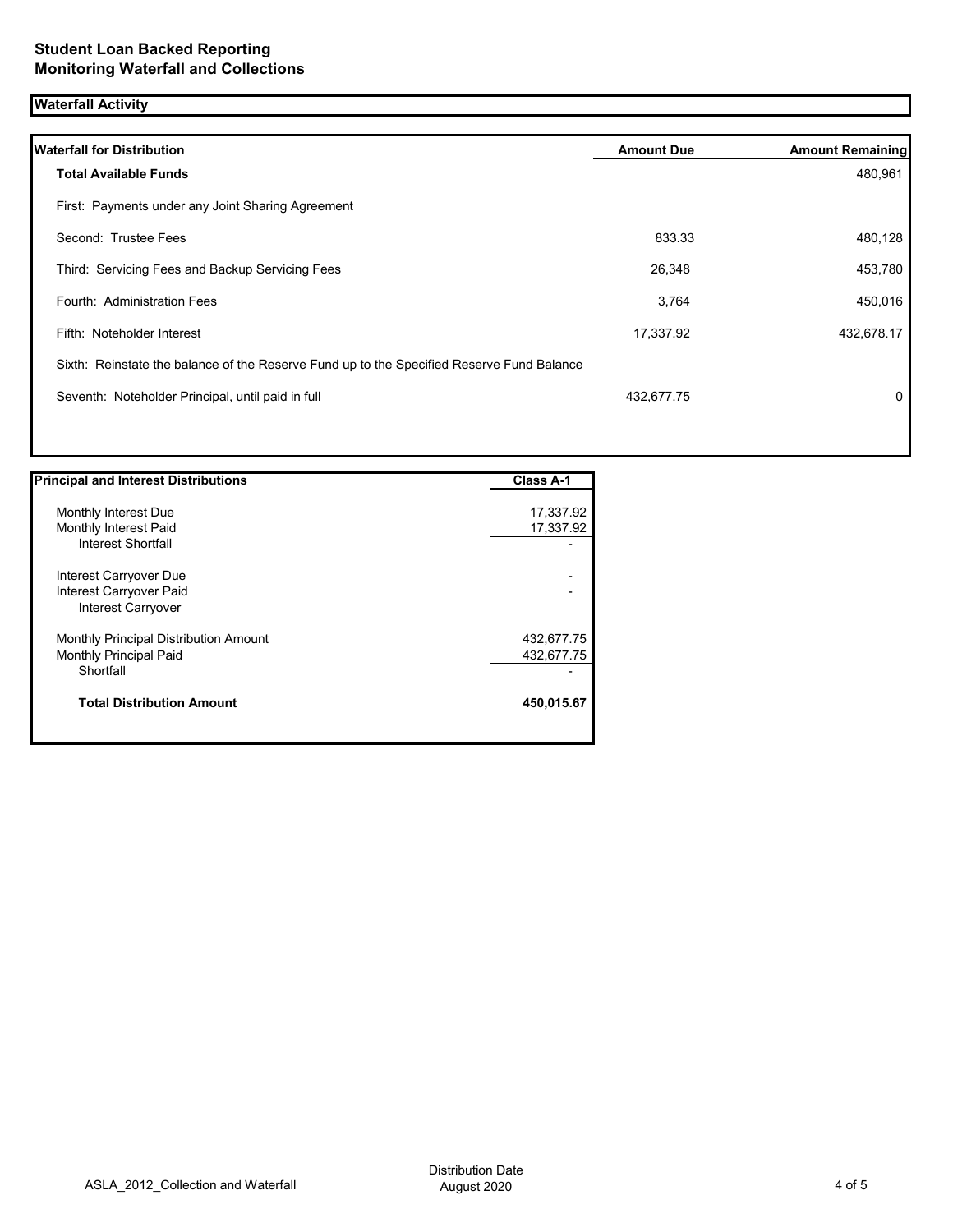## Student Loan Backed Reporting
## Monitoring Waterfall and Collections

### Waterfall Activity

| Waterfall for Distribution | Amount Due | Amount Remaining |
| --- | --- | --- |
| **Total Available Funds** | | 480,961 |
| First: Payments under any Joint Sharing Agreement | | |
| Second: Trustee Fees | 833.33 | 480,128 |
| Third: Servicing Fees and Backup Servicing Fees | 26,348 | 453,780 |
| Fourth: Administration Fees | 3,764 | 450,016 |
| Fifth: Noteholder Interest | 17,337.92 | 432,678.17 |
| Sixth: Reinstate the balance of the Reserve Fund up to the Specified Reserve Fund Balance | | |
| Seventh: Noteholder Principal, until paid in full | 432,677.75 | 0 |

| Principal and Interest Distributions | Class A-1 |
| --- | --- |
| Monthly Interest Due | 17,337.92 |
| Monthly Interest Paid | 17,337.92 |
| Interest Shortfall | - |
| Interest Carryover Due | - |
| Interest Carryover Paid | - |
| Interest Carryover | |
| Monthly Principal Distribution Amount | 432,677.75 |
| Monthly Principal Paid | 432,677.75 |
| Shortfall | - |
| **Total Distribution Amount** | **450,015.67** |

ASLA_2012_Collection and Waterfall

Distribution Date
August 2020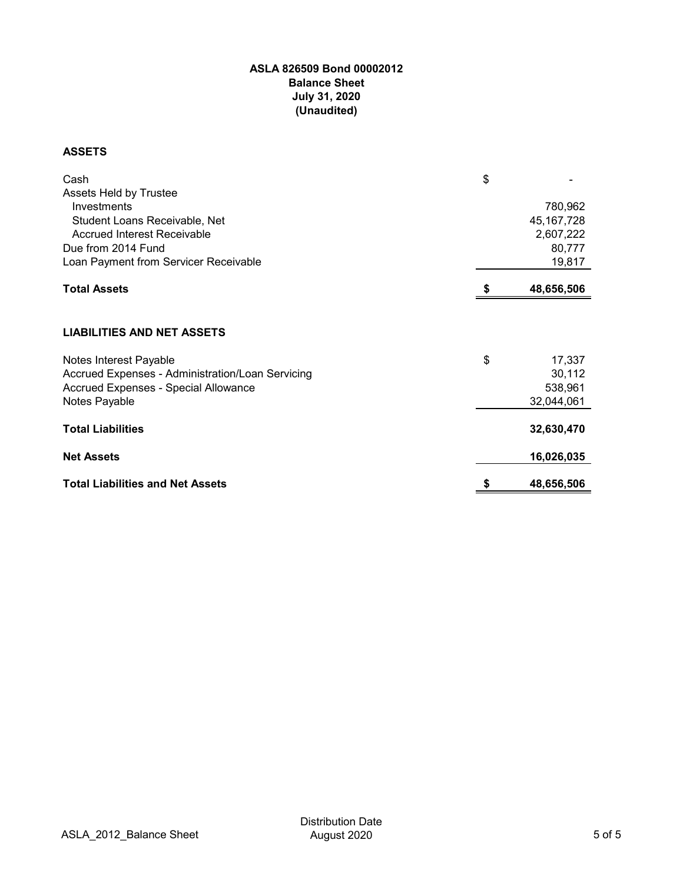**ASLA 826509 Bond 00002012**
**Balance Sheet**
**July 31, 2020**
**(Unaudited)**

**ASSETS**

| | | |
|---|---|---|
| Cash | $ | - |
| Assets Held by Trustee | | |
| Investments | | 780,962 |
| Student Loans Receivable, Net | | 45,167,728 |
| Accrued Interest Receivable | | 2,607,222 |
| Due from 2014 Fund | | 80,777 |
| Loan Payment from Servicer Receivable | | 19,817 |
| **Total Assets** | **$** | **48,656,506** |

**LIABILITIES AND NET ASSETS**

| | | |
|---|---|---|
| Notes Interest Payable | $ | 17,337 |
| Accrued Expenses - Administration/Loan Servicing | | 30,112 |
| Accrued Expenses - Special Allowance | | 538,961 |
| Notes Payable | | 32,044,061 |
| **Total Liabilities** | | **32,630,470** |
| **Net Assets** | | **16,026,035** |
| **Total Liabilities and Net Assets** | **$** | **48,656,506** |

ASLA_2012_Balance Sheet

Distribution Date
August 2020